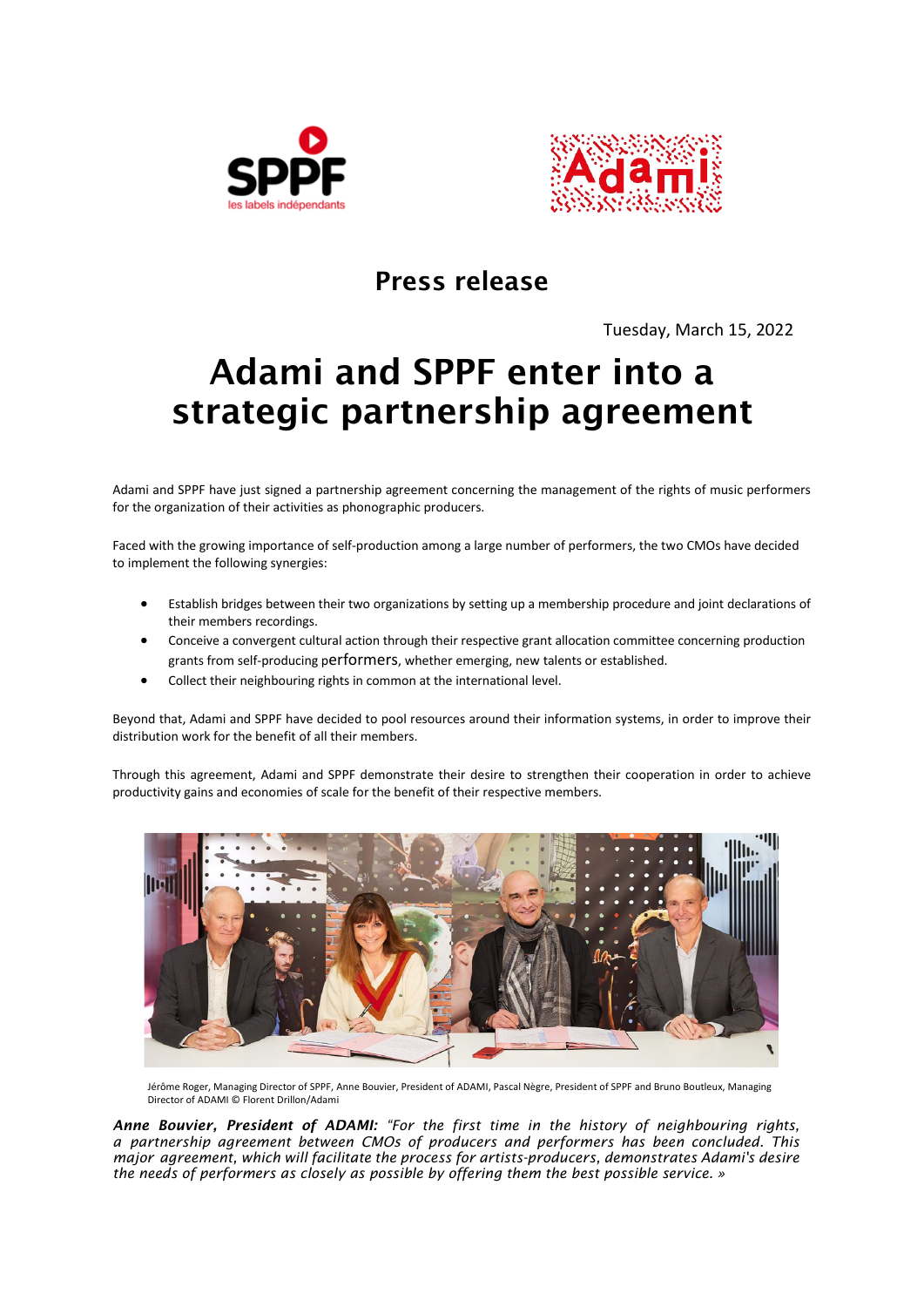# Press release

Tuesday, March 15, 2022

# Adami and SPPF enter into a strategic partnership agreement

Adami and SPPF have just signed a partnership agreement concerning the management of the rights of music performers for the organization of their activities as phonographic producers.

Faced with the growing importance of self-production among a large number of performers, the two CMOs have decided to implement the following synergies:

- Establish bridges between their two organizations by setting up a membership procedure and joint declarations of their members recordings.
- Conceive a convergent cultural action through their respective grant allocation committee concerning production grants from self-producing performers, whether emerging, new talents or established.
- Collect their neighbouring rights in common at the international level.

Beyond that, Adami and SPPF have decided to pool resources around their information systems, in order to improve their distribution work for the benefit of all their members.

Through this agreement, Adami and SPPF demonstrate their desire to strengthen their cooperation in order to achieve productivity gains and economies of scale for the benefit of their respective members.

Jérôme Roger, Managing Director of SPPF, Anne Bouvier, President of ADAMI, Pascal Nègre, President of SPPF and Bruno Boutleux, Managing Director of ADAMI © Florent Drillon/Adami

***Anne Bouvier, President of ADAMI:*** *"For the first time in the history of neighbouring rights, a partnership agreement between CMOs of producers and performers has been concluded. This major agreement, which will facilitate the process for artists-producers, demonstrates Adami's desire the needs of performers as closely as possible by offering them the best possible service. »*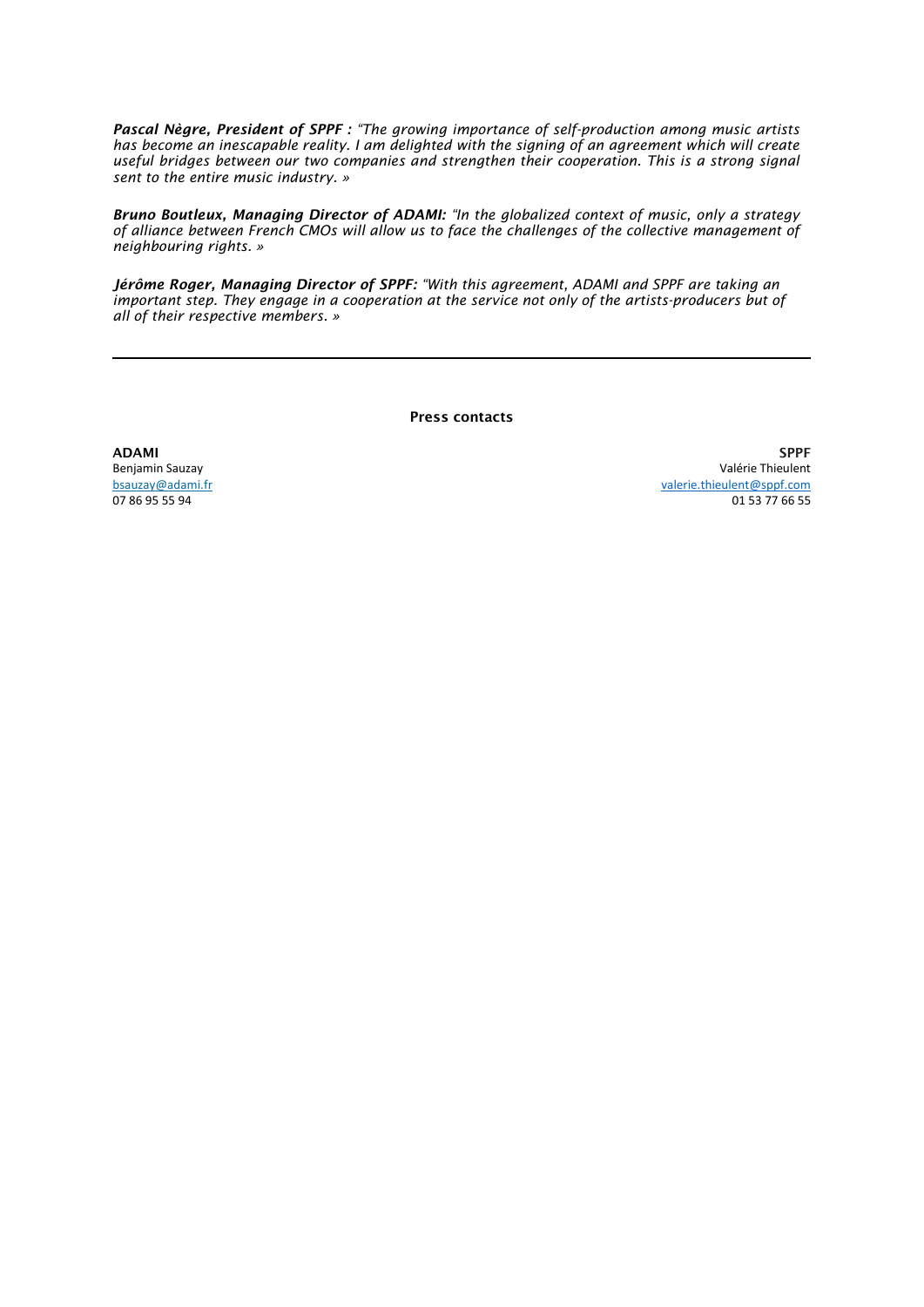***Pascal Nègre, President of SPPF :*** *"The growing importance of self-production among music artists has become an inescapable reality. I am delighted with the signing of an agreement which will create useful bridges between our two companies and strengthen their cooperation. This is a strong signal sent to the entire music industry. »*

***Bruno Boutleux, Managing Director of ADAMI:*** *"In the globalized context of music, only a strategy of alliance between French CMOs will allow us to face the challenges of the collective management of neighbouring rights. »*

***Jérôme Roger, Managing Director of SPPF:*** *"With this agreement, ADAMI and SPPF are taking an important step. They engage in a cooperation at the service not only of the artists-producers but of all of their respective members. »*

---

**Press contacts**

**ADAMI**
Benjamin Sauzay
bsauzay@adami.fr
07 86 95 55 94

**SPPF**
Valérie Thieulent
valerie.thieulent@sppf.com
01 53 77 66 55